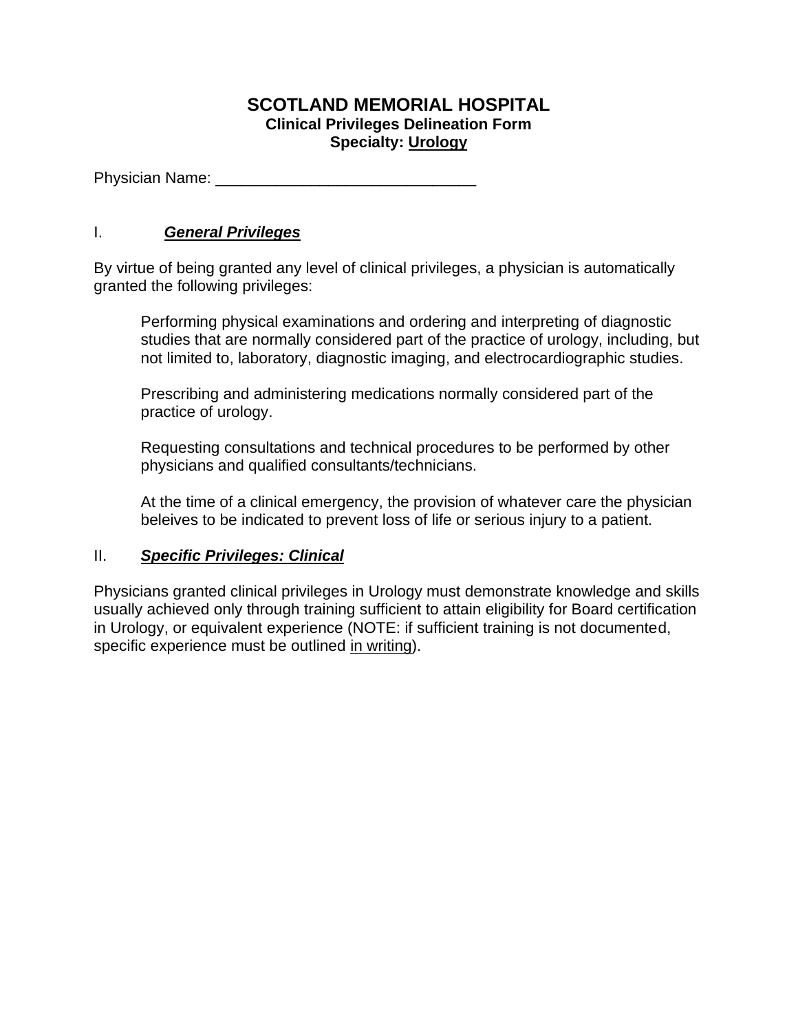# SCOTLAND MEMORIAL HOSPITAL

## Clinical Privileges Delineation Form

## Specialty: Urology

Physician Name: ______________________________

## I. ***General Privileges***

By virtue of being granted any level of clinical privileges, a physician is automatically granted the following privileges:

> Performing physical examinations and ordering and interpreting of diagnostic studies that are normally considered part of the practice of urology, including, but not limited to, laboratory, diagnostic imaging, and electrocardiographic studies.
>
> Prescribing and administering medications normally considered part of the practice of urology.
>
> Requesting consultations and technical procedures to be performed by other physicians and qualified consultants/technicians.
>
> At the time of a clinical emergency, the provision of whatever care the physician beleives to be indicated to prevent loss of life or serious injury to a patient.

## II. ***Specific Privileges: Clinical***

Physicians granted clinical privileges in Urology must demonstrate knowledge and skills usually achieved only through training sufficient to attain eligibility for Board certification in Urology, or equivalent experience (NOTE: if sufficient training is not documented, specific experience must be outlined in writing).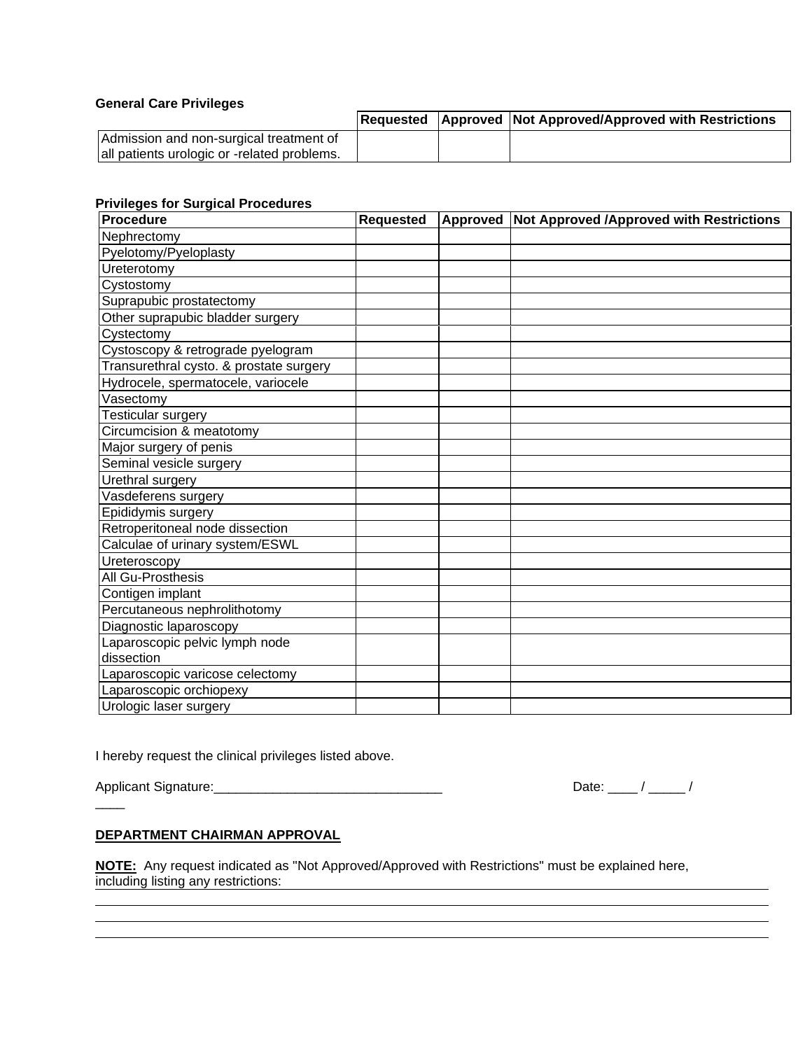**General Care Privileges**

| | Requested | Approved | Not Approved/Approved with Restrictions |
|---|---|---|---|
| Admission and non-surgical treatment of all patients urologic or -related problems. | | | |

**Privileges for Surgical Procedures**

| Procedure | Requested | Approved | Not Approved /Approved with Restrictions |
|---|---|---|---|
| Nephrectomy | | | |
| Pyelotomy/Pyeloplasty | | | |
| Ureterotomy | | | |
| Cystostomy | | | |
| Suprapubic prostatectomy | | | |
| Other suprapubic bladder surgery | | | |
| Cystectomy | | | |
| Cystoscopy & retrograde pyelogram | | | |
| Transurethral cysto. & prostate surgery | | | |
| Hydrocele, spermatocele, variocele | | | |
| Vasectomy | | | |
| Testicular surgery | | | |
| Circumcision & meatotomy | | | |
| Major surgery of penis | | | |
| Seminal vesicle surgery | | | |
| Urethral surgery | | | |
| Vasdeferens surgery | | | |
| Epididymis surgery | | | |
| Retroperitoneal node dissection | | | |
| Calculae of urinary system/ESWL | | | |
| Ureteroscopy | | | |
| All Gu-Prosthesis | | | |
| Contigen implant | | | |
| Percutaneous nephrolithotomy | | | |
| Diagnostic laparoscopy | | | |
| Laparoscopic pelvic lymph node dissection | | | |
| Laparoscopic varicose celectomy | | | |
| Laparoscopic orchiopexy | | | |
| Urologic laser surgery | | | |

I hereby request the clinical privileges listed above.

Applicant Signature:_______________________________ Date: ____ / _____ / ____

**DEPARTMENT CHAIRMAN APPROVAL**

**NOTE:** Any request indicated as "Not Approved/Approved with Restrictions" must be explained here, including listing any restrictions:

______________________________________________________________________________

______________________________________________________________________________

______________________________________________________________________________

______________________________________________________________________________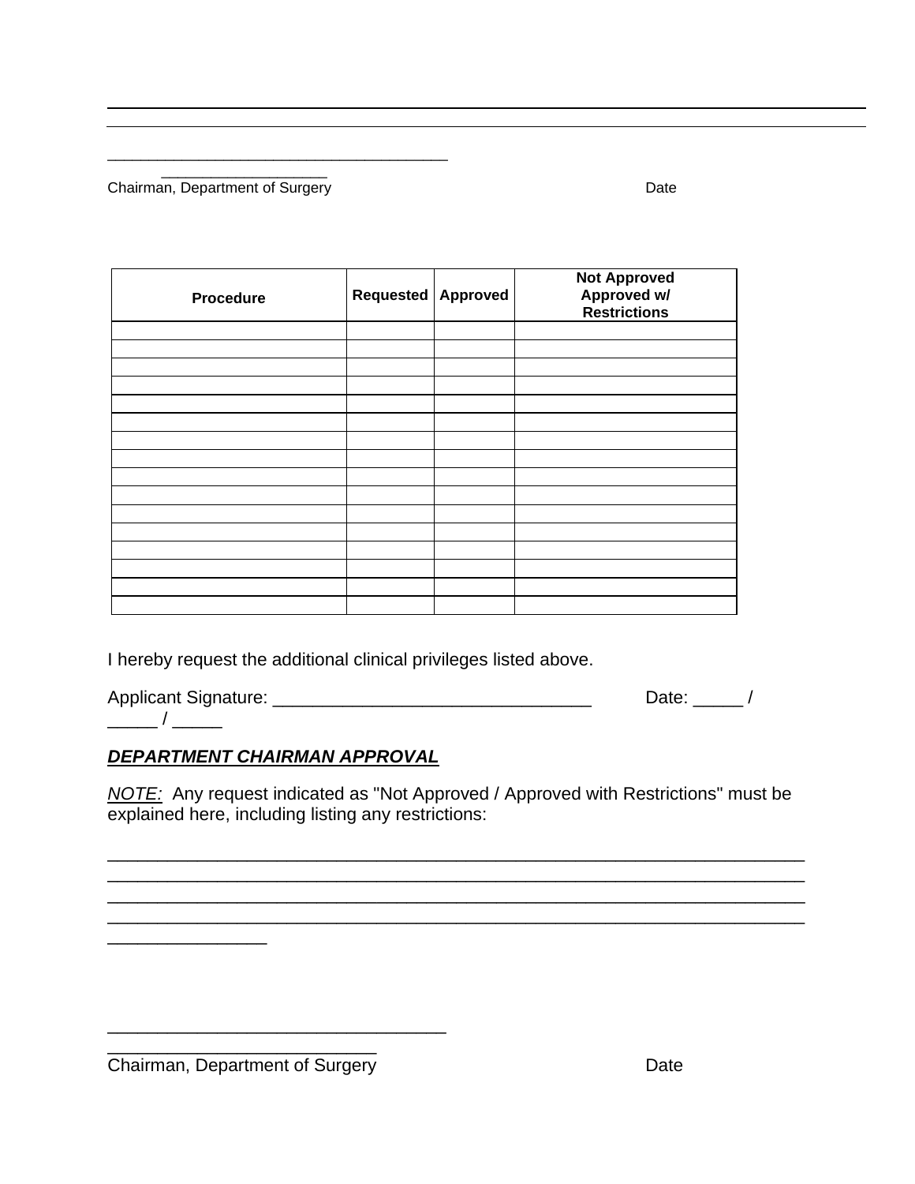_____________________________________
__________________

Chairman, Department of Surgery Date

| Procedure | Requested | Approved | Not Approved Approved w/ Restrictions |
|---|---|---|---|
| | | | |
| | | | |
| | | | |
| | | | |
| | | | |
| | | | |
| | | | |
| | | | |
| | | | |
| | | | |
| | | | |
| | | | |
| | | | |
| | | | |
| | | | |
| | | | |

I hereby request the additional clinical privileges listed above.

Applicant Signature: ________________________________ Date: _____ / _____ / _____

***DEPARTMENT CHAIRMAN APPROVAL***

*NOTE:* Any request indicated as "Not Approved / Approved with Restrictions" must be explained here, including listing any restrictions:

______________________________________________________________________
______________________________________________________________________
______________________________________________________________________
______________________________________________________________________
________________

__________________________________
___________________________

Chairman, Department of Surgery Date